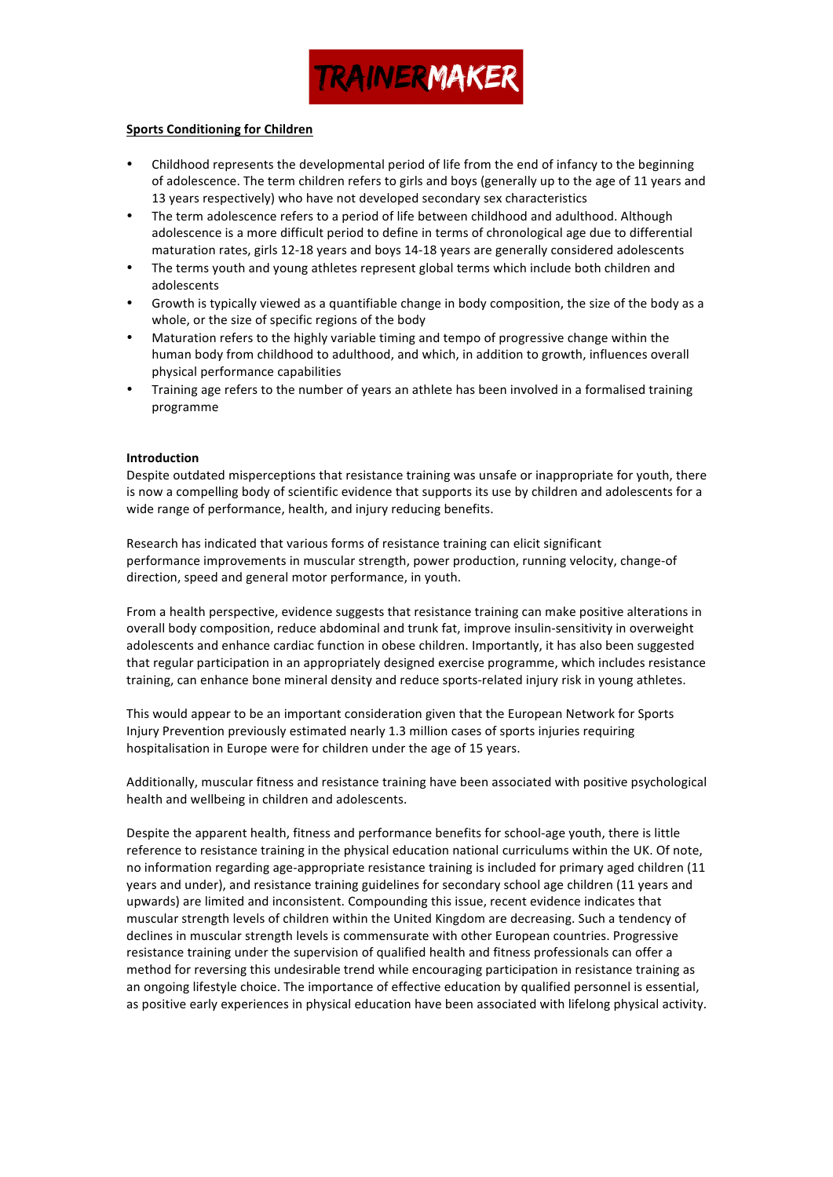TRAINERMAKER

**Sports Conditioning for Children**

- Childhood represents the developmental period of life from the end of infancy to the beginning of adolescence. The term children refers to girls and boys (generally up to the age of 11 years and 13 years respectively) who have not developed secondary sex characteristics
- The term adolescence refers to a period of life between childhood and adulthood. Although adolescence is a more difficult period to define in terms of chronological age due to differential maturation rates, girls 12-18 years and boys 14-18 years are generally considered adolescents
- The terms youth and young athletes represent global terms which include both children and adolescents
- Growth is typically viewed as a quantifiable change in body composition, the size of the body as a whole, or the size of specific regions of the body
- Maturation refers to the highly variable timing and tempo of progressive change within the human body from childhood to adulthood, and which, in addition to growth, influences overall physical performance capabilities
- Training age refers to the number of years an athlete has been involved in a formalised training programme

**Introduction**

Despite outdated misperceptions that resistance training was unsafe or inappropriate for youth, there is now a compelling body of scientific evidence that supports its use by children and adolescents for a wide range of performance, health, and injury reducing benefits.

Research has indicated that various forms of resistance training can elicit significant performance improvements in muscular strength, power production, running velocity, change-of direction, speed and general motor performance, in youth.

From a health perspective, evidence suggests that resistance training can make positive alterations in overall body composition, reduce abdominal and trunk fat, improve insulin-sensitivity in overweight adolescents and enhance cardiac function in obese children. Importantly, it has also been suggested that regular participation in an appropriately designed exercise programme, which includes resistance training, can enhance bone mineral density and reduce sports-related injury risk in young athletes.

This would appear to be an important consideration given that the European Network for Sports Injury Prevention previously estimated nearly 1.3 million cases of sports injuries requiring hospitalisation in Europe were for children under the age of 15 years.

Additionally, muscular fitness and resistance training have been associated with positive psychological health and wellbeing in children and adolescents.

Despite the apparent health, fitness and performance benefits for school-age youth, there is little reference to resistance training in the physical education national curriculums within the UK. Of note, no information regarding age-appropriate resistance training is included for primary aged children (11 years and under), and resistance training guidelines for secondary school age children (11 years and upwards) are limited and inconsistent. Compounding this issue, recent evidence indicates that muscular strength levels of children within the United Kingdom are decreasing. Such a tendency of declines in muscular strength levels is commensurate with other European countries. Progressive resistance training under the supervision of qualified health and fitness professionals can offer a method for reversing this undesirable trend while encouraging participation in resistance training as an ongoing lifestyle choice. The importance of effective education by qualified personnel is essential, as positive early experiences in physical education have been associated with lifelong physical activity.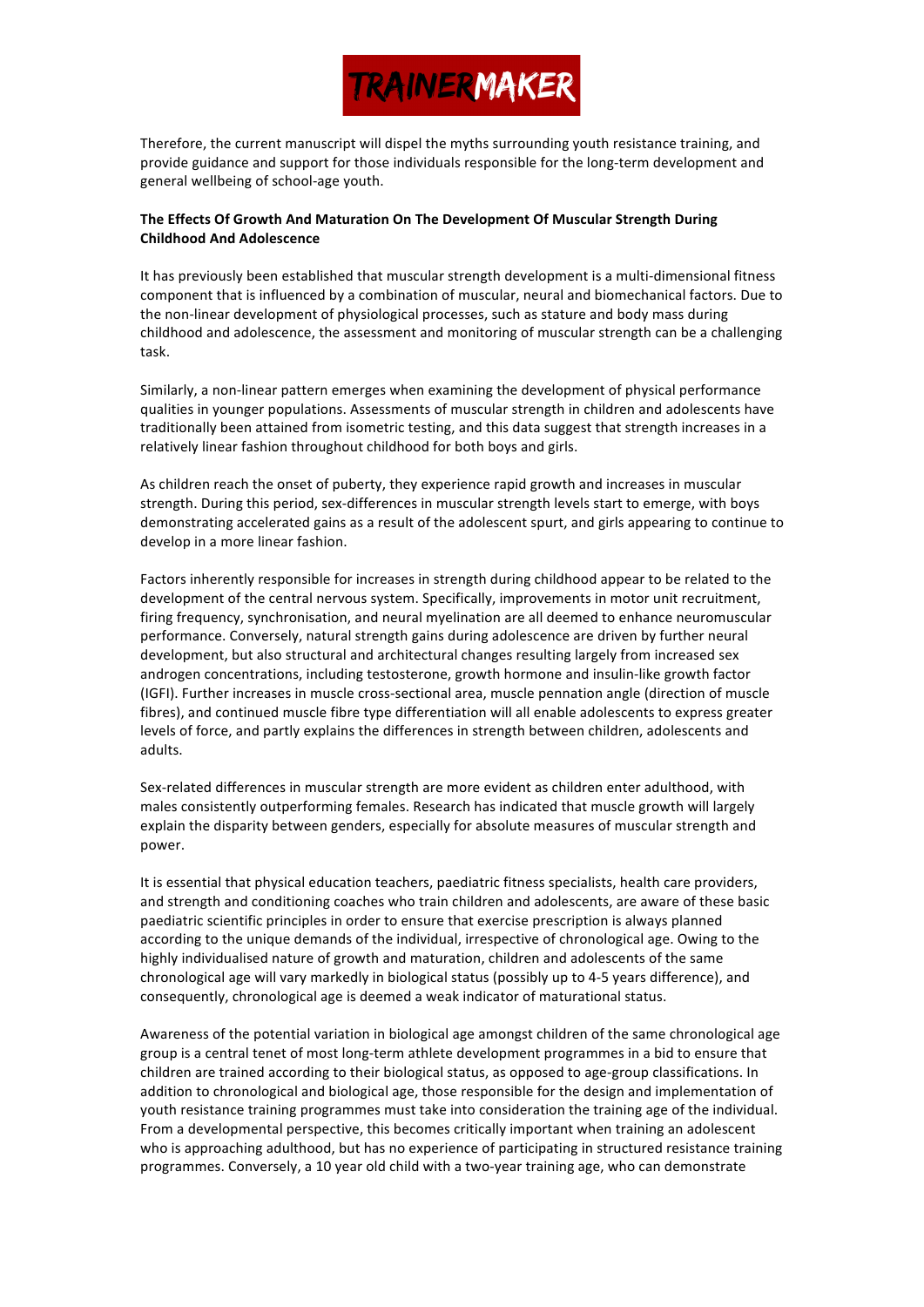Therefore, the current manuscript will dispel the myths surrounding youth resistance training, and provide guidance and support for those individuals responsible for the long-term development and general wellbeing of school-age youth.

**The Effects Of Growth And Maturation On The Development Of Muscular Strength During Childhood And Adolescence**

It has previously been established that muscular strength development is a multi-dimensional fitness component that is influenced by a combination of muscular, neural and biomechanical factors. Due to the non-linear development of physiological processes, such as stature and body mass during childhood and adolescence, the assessment and monitoring of muscular strength can be a challenging task.

Similarly, a non-linear pattern emerges when examining the development of physical performance qualities in younger populations. Assessments of muscular strength in children and adolescents have traditionally been attained from isometric testing, and this data suggest that strength increases in a relatively linear fashion throughout childhood for both boys and girls.

As children reach the onset of puberty, they experience rapid growth and increases in muscular strength. During this period, sex-differences in muscular strength levels start to emerge, with boys demonstrating accelerated gains as a result of the adolescent spurt, and girls appearing to continue to develop in a more linear fashion.

Factors inherently responsible for increases in strength during childhood appear to be related to the development of the central nervous system. Specifically, improvements in motor unit recruitment, firing frequency, synchronisation, and neural myelination are all deemed to enhance neuromuscular performance. Conversely, natural strength gains during adolescence are driven by further neural development, but also structural and architectural changes resulting largely from increased sex androgen concentrations, including testosterone, growth hormone and insulin-like growth factor (IGFI). Further increases in muscle cross-sectional area, muscle pennation angle (direction of muscle fibres), and continued muscle fibre type differentiation will all enable adolescents to express greater levels of force, and partly explains the differences in strength between children, adolescents and adults.

Sex-related differences in muscular strength are more evident as children enter adulthood, with males consistently outperforming females. Research has indicated that muscle growth will largely explain the disparity between genders, especially for absolute measures of muscular strength and power.

It is essential that physical education teachers, paediatric fitness specialists, health care providers, and strength and conditioning coaches who train children and adolescents, are aware of these basic paediatric scientific principles in order to ensure that exercise prescription is always planned according to the unique demands of the individual, irrespective of chronological age. Owing to the highly individualised nature of growth and maturation, children and adolescents of the same chronological age will vary markedly in biological status (possibly up to 4-5 years difference), and consequently, chronological age is deemed a weak indicator of maturational status.

Awareness of the potential variation in biological age amongst children of the same chronological age group is a central tenet of most long-term athlete development programmes in a bid to ensure that children are trained according to their biological status, as opposed to age-group classifications. In addition to chronological and biological age, those responsible for the design and implementation of youth resistance training programmes must take into consideration the training age of the individual. From a developmental perspective, this becomes critically important when training an adolescent who is approaching adulthood, but has no experience of participating in structured resistance training programmes. Conversely, a 10 year old child with a two-year training age, who can demonstrate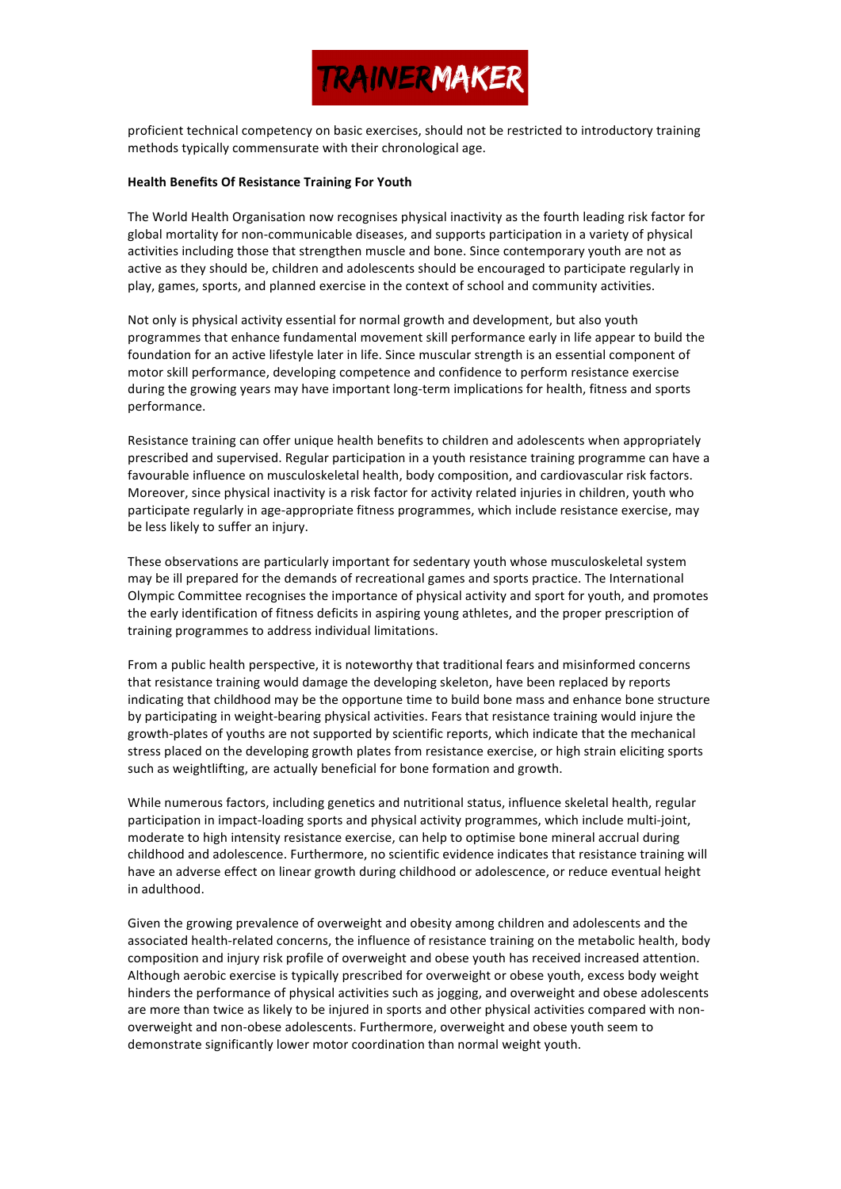proficient technical competency on basic exercises, should not be restricted to introductory training methods typically commensurate with their chronological age.

**Health Benefits Of Resistance Training For Youth**

The World Health Organisation now recognises physical inactivity as the fourth leading risk factor for global mortality for non-communicable diseases, and supports participation in a variety of physical activities including those that strengthen muscle and bone. Since contemporary youth are not as active as they should be, children and adolescents should be encouraged to participate regularly in play, games, sports, and planned exercise in the context of school and community activities.

Not only is physical activity essential for normal growth and development, but also youth programmes that enhance fundamental movement skill performance early in life appear to build the foundation for an active lifestyle later in life. Since muscular strength is an essential component of motor skill performance, developing competence and confidence to perform resistance exercise during the growing years may have important long-term implications for health, fitness and sports performance.

Resistance training can offer unique health benefits to children and adolescents when appropriately prescribed and supervised. Regular participation in a youth resistance training programme can have a favourable influence on musculoskeletal health, body composition, and cardiovascular risk factors. Moreover, since physical inactivity is a risk factor for activity related injuries in children, youth who participate regularly in age-appropriate fitness programmes, which include resistance exercise, may be less likely to suffer an injury.

These observations are particularly important for sedentary youth whose musculoskeletal system may be ill prepared for the demands of recreational games and sports practice. The International Olympic Committee recognises the importance of physical activity and sport for youth, and promotes the early identification of fitness deficits in aspiring young athletes, and the proper prescription of training programmes to address individual limitations.

From a public health perspective, it is noteworthy that traditional fears and misinformed concerns that resistance training would damage the developing skeleton, have been replaced by reports indicating that childhood may be the opportune time to build bone mass and enhance bone structure by participating in weight-bearing physical activities. Fears that resistance training would injure the growth-plates of youths are not supported by scientific reports, which indicate that the mechanical stress placed on the developing growth plates from resistance exercise, or high strain eliciting sports such as weightlifting, are actually beneficial for bone formation and growth.

While numerous factors, including genetics and nutritional status, influence skeletal health, regular participation in impact-loading sports and physical activity programmes, which include multi-joint, moderate to high intensity resistance exercise, can help to optimise bone mineral accrual during childhood and adolescence. Furthermore, no scientific evidence indicates that resistance training will have an adverse effect on linear growth during childhood or adolescence, or reduce eventual height in adulthood.

Given the growing prevalence of overweight and obesity among children and adolescents and the associated health-related concerns, the influence of resistance training on the metabolic health, body composition and injury risk profile of overweight and obese youth has received increased attention. Although aerobic exercise is typically prescribed for overweight or obese youth, excess body weight hinders the performance of physical activities such as jogging, and overweight and obese adolescents are more than twice as likely to be injured in sports and other physical activities compared with non-overweight and non-obese adolescents. Furthermore, overweight and obese youth seem to demonstrate significantly lower motor coordination than normal weight youth.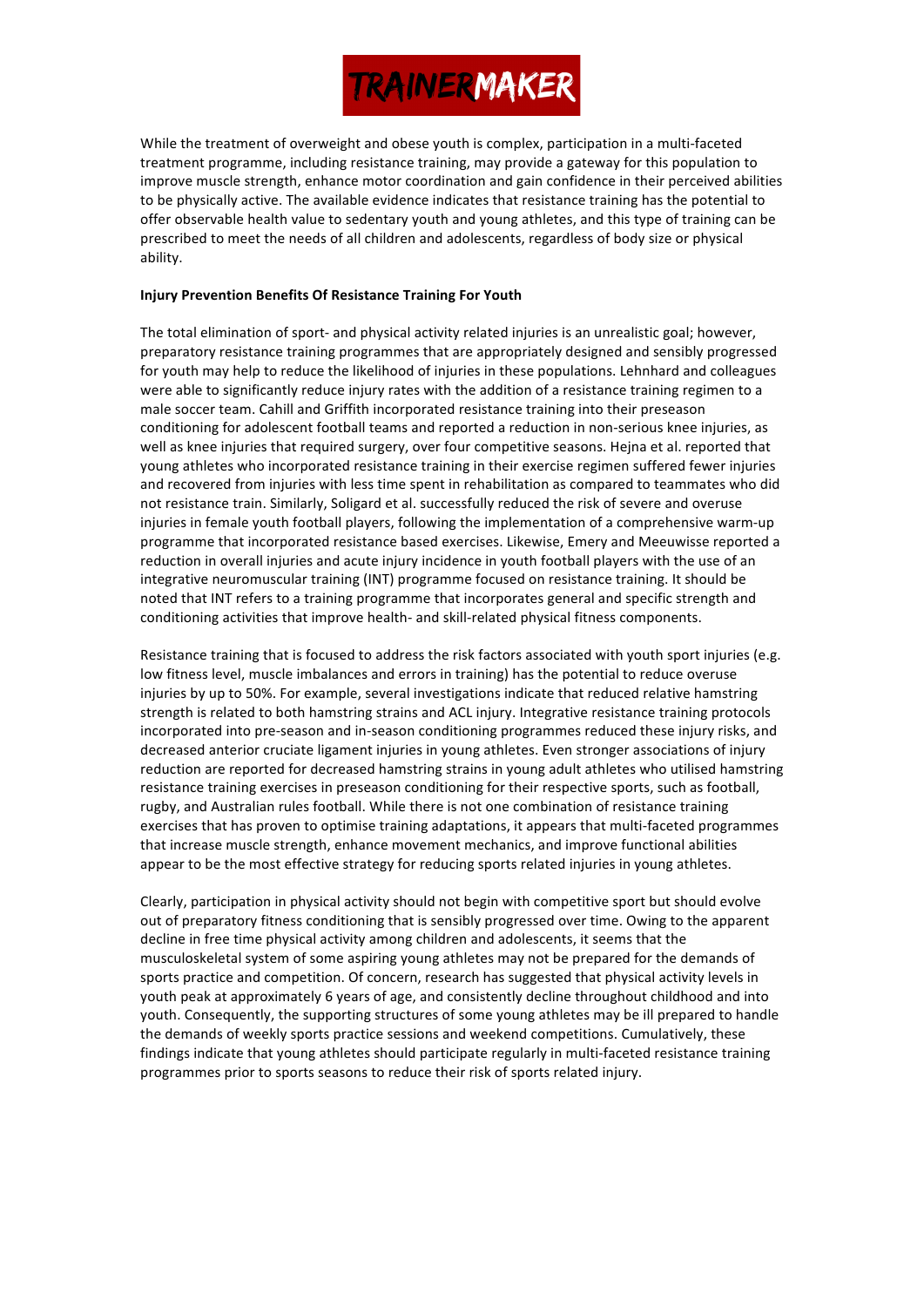While the treatment of overweight and obese youth is complex, participation in a multi-faceted treatment programme, including resistance training, may provide a gateway for this population to improve muscle strength, enhance motor coordination and gain confidence in their perceived abilities to be physically active. The available evidence indicates that resistance training has the potential to offer observable health value to sedentary youth and young athletes, and this type of training can be prescribed to meet the needs of all children and adolescents, regardless of body size or physical ability.

**Injury Prevention Benefits Of Resistance Training For Youth**

The total elimination of sport- and physical activity related injuries is an unrealistic goal; however, preparatory resistance training programmes that are appropriately designed and sensibly progressed for youth may help to reduce the likelihood of injuries in these populations. Lehnhard and colleagues were able to significantly reduce injury rates with the addition of a resistance training regimen to a male soccer team. Cahill and Griffith incorporated resistance training into their preseason conditioning for adolescent football teams and reported a reduction in non-serious knee injuries, as well as knee injuries that required surgery, over four competitive seasons. Hejna et al. reported that young athletes who incorporated resistance training in their exercise regimen suffered fewer injuries and recovered from injuries with less time spent in rehabilitation as compared to teammates who did not resistance train. Similarly, Soligard et al. successfully reduced the risk of severe and overuse injuries in female youth football players, following the implementation of a comprehensive warm-up programme that incorporated resistance based exercises. Likewise, Emery and Meeuwisse reported a reduction in overall injuries and acute injury incidence in youth football players with the use of an integrative neuromuscular training (INT) programme focused on resistance training. It should be noted that INT refers to a training programme that incorporates general and specific strength and conditioning activities that improve health- and skill-related physical fitness components.

Resistance training that is focused to address the risk factors associated with youth sport injuries (e.g. low fitness level, muscle imbalances and errors in training) has the potential to reduce overuse injuries by up to 50%. For example, several investigations indicate that reduced relative hamstring strength is related to both hamstring strains and ACL injury. Integrative resistance training protocols incorporated into pre-season and in-season conditioning programmes reduced these injury risks, and decreased anterior cruciate ligament injuries in young athletes. Even stronger associations of injury reduction are reported for decreased hamstring strains in young adult athletes who utilised hamstring resistance training exercises in preseason conditioning for their respective sports, such as football, rugby, and Australian rules football. While there is not one combination of resistance training exercises that has proven to optimise training adaptations, it appears that multi-faceted programmes that increase muscle strength, enhance movement mechanics, and improve functional abilities appear to be the most effective strategy for reducing sports related injuries in young athletes.

Clearly, participation in physical activity should not begin with competitive sport but should evolve out of preparatory fitness conditioning that is sensibly progressed over time. Owing to the apparent decline in free time physical activity among children and adolescents, it seems that the musculoskeletal system of some aspiring young athletes may not be prepared for the demands of sports practice and competition. Of concern, research has suggested that physical activity levels in youth peak at approximately 6 years of age, and consistently decline throughout childhood and into youth. Consequently, the supporting structures of some young athletes may be ill prepared to handle the demands of weekly sports practice sessions and weekend competitions. Cumulatively, these findings indicate that young athletes should participate regularly in multi-faceted resistance training programmes prior to sports seasons to reduce their risk of sports related injury.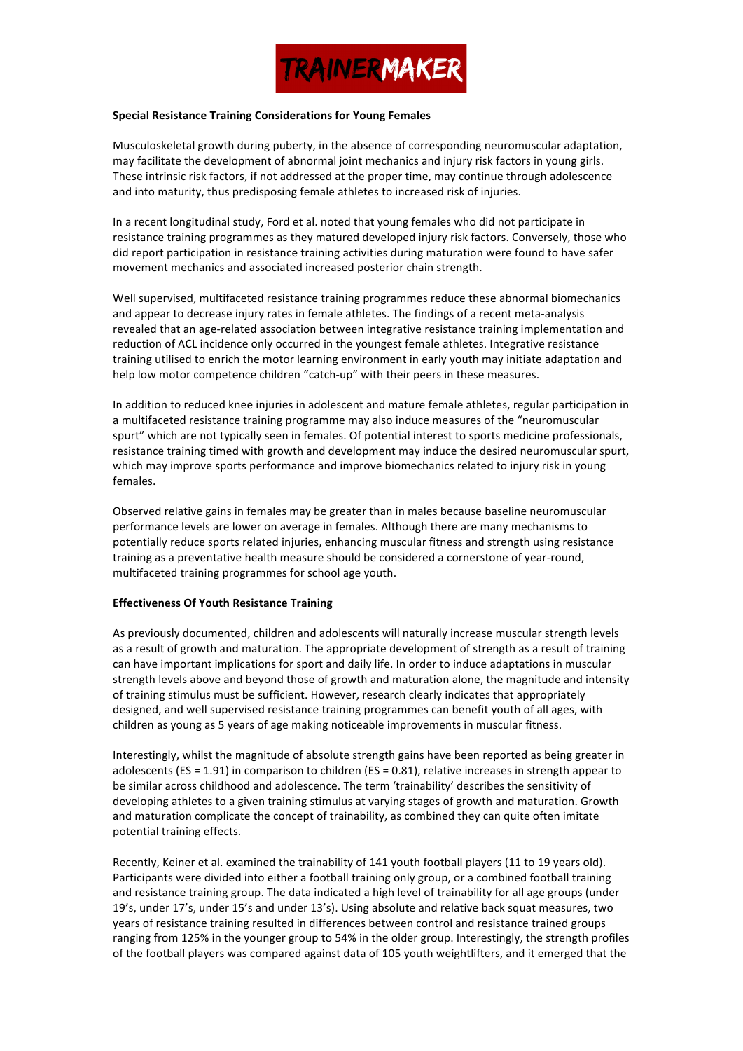**Special Resistance Training Considerations for Young Females**

Musculoskeletal growth during puberty, in the absence of corresponding neuromuscular adaptation, may facilitate the development of abnormal joint mechanics and injury risk factors in young girls. These intrinsic risk factors, if not addressed at the proper time, may continue through adolescence and into maturity, thus predisposing female athletes to increased risk of injuries.

In a recent longitudinal study, Ford et al. noted that young females who did not participate in resistance training programmes as they matured developed injury risk factors. Conversely, those who did report participation in resistance training activities during maturation were found to have safer movement mechanics and associated increased posterior chain strength.

Well supervised, multifaceted resistance training programmes reduce these abnormal biomechanics and appear to decrease injury rates in female athletes. The findings of a recent meta-analysis revealed that an age-related association between integrative resistance training implementation and reduction of ACL incidence only occurred in the youngest female athletes. Integrative resistance training utilised to enrich the motor learning environment in early youth may initiate adaptation and help low motor competence children "catch-up" with their peers in these measures.

In addition to reduced knee injuries in adolescent and mature female athletes, regular participation in a multifaceted resistance training programme may also induce measures of the "neuromuscular spurt" which are not typically seen in females. Of potential interest to sports medicine professionals, resistance training timed with growth and development may induce the desired neuromuscular spurt, which may improve sports performance and improve biomechanics related to injury risk in young females.

Observed relative gains in females may be greater than in males because baseline neuromuscular performance levels are lower on average in females. Although there are many mechanisms to potentially reduce sports related injuries, enhancing muscular fitness and strength using resistance training as a preventative health measure should be considered a cornerstone of year-round, multifaceted training programmes for school age youth.

**Effectiveness Of Youth Resistance Training**

As previously documented, children and adolescents will naturally increase muscular strength levels as a result of growth and maturation. The appropriate development of strength as a result of training can have important implications for sport and daily life. In order to induce adaptations in muscular strength levels above and beyond those of growth and maturation alone, the magnitude and intensity of training stimulus must be sufficient. However, research clearly indicates that appropriately designed, and well supervised resistance training programmes can benefit youth of all ages, with children as young as 5 years of age making noticeable improvements in muscular fitness.

Interestingly, whilst the magnitude of absolute strength gains have been reported as being greater in adolescents (ES = 1.91) in comparison to children (ES = 0.81), relative increases in strength appear to be similar across childhood and adolescence. The term 'trainability' describes the sensitivity of developing athletes to a given training stimulus at varying stages of growth and maturation. Growth and maturation complicate the concept of trainability, as combined they can quite often imitate potential training effects.

Recently, Keiner et al. examined the trainability of 141 youth football players (11 to 19 years old). Participants were divided into either a football training only group, or a combined football training and resistance training group. The data indicated a high level of trainability for all age groups (under 19's, under 17's, under 15's and under 13's). Using absolute and relative back squat measures, two years of resistance training resulted in differences between control and resistance trained groups ranging from 125% in the younger group to 54% in the older group. Interestingly, the strength profiles of the football players was compared against data of 105 youth weightlifters, and it emerged that the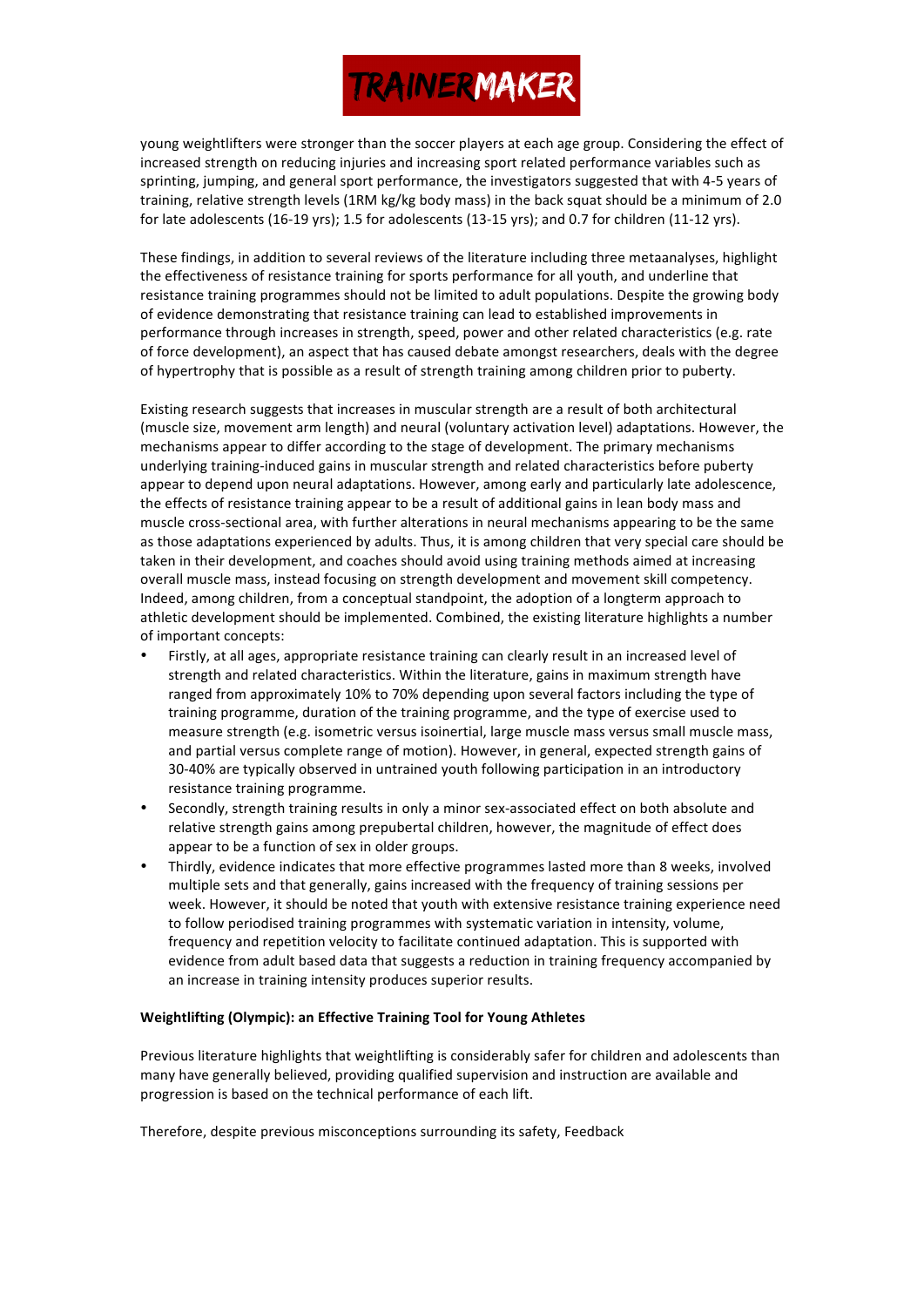young weightlifters were stronger than the soccer players at each age group. Considering the effect of increased strength on reducing injuries and increasing sport related performance variables such as sprinting, jumping, and general sport performance, the investigators suggested that with 4-5 years of training, relative strength levels (1RM kg/kg body mass) in the back squat should be a minimum of 2.0 for late adolescents (16-19 yrs); 1.5 for adolescents (13-15 yrs); and 0.7 for children (11-12 yrs).

These findings, in addition to several reviews of the literature including three metaanalyses, highlight the effectiveness of resistance training for sports performance for all youth, and underline that resistance training programmes should not be limited to adult populations. Despite the growing body of evidence demonstrating that resistance training can lead to established improvements in performance through increases in strength, speed, power and other related characteristics (e.g. rate of force development), an aspect that has caused debate amongst researchers, deals with the degree of hypertrophy that is possible as a result of strength training among children prior to puberty.

Existing research suggests that increases in muscular strength are a result of both architectural (muscle size, movement arm length) and neural (voluntary activation level) adaptations. However, the mechanisms appear to differ according to the stage of development. The primary mechanisms underlying training-induced gains in muscular strength and related characteristics before puberty appear to depend upon neural adaptations. However, among early and particularly late adolescence, the effects of resistance training appear to be a result of additional gains in lean body mass and muscle cross-sectional area, with further alterations in neural mechanisms appearing to be the same as those adaptations experienced by adults. Thus, it is among children that very special care should be taken in their development, and coaches should avoid using training methods aimed at increasing overall muscle mass, instead focusing on strength development and movement skill competency. Indeed, among children, from a conceptual standpoint, the adoption of a longterm approach to athletic development should be implemented. Combined, the existing literature highlights a number of important concepts:

- Firstly, at all ages, appropriate resistance training can clearly result in an increased level of strength and related characteristics. Within the literature, gains in maximum strength have ranged from approximately 10% to 70% depending upon several factors including the type of training programme, duration of the training programme, and the type of exercise used to measure strength (e.g. isometric versus isoinertial, large muscle mass versus small muscle mass, and partial versus complete range of motion). However, in general, expected strength gains of 30-40% are typically observed in untrained youth following participation in an introductory resistance training programme.
- Secondly, strength training results in only a minor sex-associated effect on both absolute and relative strength gains among prepubertal children, however, the magnitude of effect does appear to be a function of sex in older groups.
- Thirdly, evidence indicates that more effective programmes lasted more than 8 weeks, involved multiple sets and that generally, gains increased with the frequency of training sessions per week. However, it should be noted that youth with extensive resistance training experience need to follow periodised training programmes with systematic variation in intensity, volume, frequency and repetition velocity to facilitate continued adaptation. This is supported with evidence from adult based data that suggests a reduction in training frequency accompanied by an increase in training intensity produces superior results.

**Weightlifting (Olympic): an Effective Training Tool for Young Athletes**

Previous literature highlights that weightlifting is considerably safer for children and adolescents than many have generally believed, providing qualified supervision and instruction are available and progression is based on the technical performance of each lift.

Therefore, despite previous misconceptions surrounding its safety, Feedback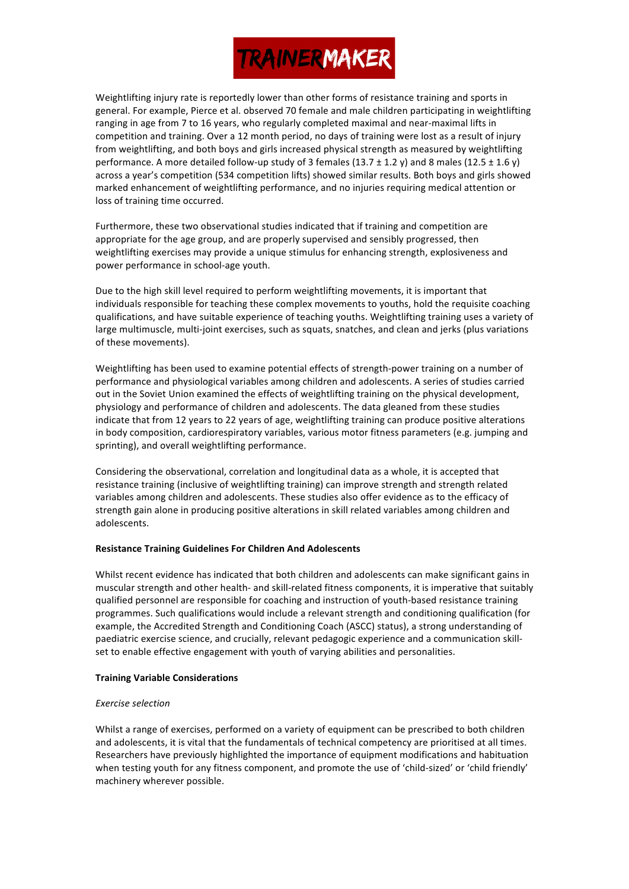Weightlifting injury rate is reportedly lower than other forms of resistance training and sports in general. For example, Pierce et al. observed 70 female and male children participating in weightlifting ranging in age from 7 to 16 years, who regularly completed maximal and near-maximal lifts in competition and training. Over a 12 month period, no days of training were lost as a result of injury from weightlifting, and both boys and girls increased physical strength as measured by weightlifting performance. A more detailed follow-up study of 3 females (13.7 ± 1.2 y) and 8 males (12.5 ± 1.6 y) across a year's competition (534 competition lifts) showed similar results. Both boys and girls showed marked enhancement of weightlifting performance, and no injuries requiring medical attention or loss of training time occurred.

Furthermore, these two observational studies indicated that if training and competition are appropriate for the age group, and are properly supervised and sensibly progressed, then weightlifting exercises may provide a unique stimulus for enhancing strength, explosiveness and power performance in school-age youth.

Due to the high skill level required to perform weightlifting movements, it is important that individuals responsible for teaching these complex movements to youths, hold the requisite coaching qualifications, and have suitable experience of teaching youths. Weightlifting training uses a variety of large multimuscle, multi-joint exercises, such as squats, snatches, and clean and jerks (plus variations of these movements).

Weightlifting has been used to examine potential effects of strength-power training on a number of performance and physiological variables among children and adolescents. A series of studies carried out in the Soviet Union examined the effects of weightlifting training on the physical development, physiology and performance of children and adolescents. The data gleaned from these studies indicate that from 12 years to 22 years of age, weightlifting training can produce positive alterations in body composition, cardiorespiratory variables, various motor fitness parameters (e.g. jumping and sprinting), and overall weightlifting performance.

Considering the observational, correlation and longitudinal data as a whole, it is accepted that resistance training (inclusive of weightlifting training) can improve strength and strength related variables among children and adolescents. These studies also offer evidence as to the efficacy of strength gain alone in producing positive alterations in skill related variables among children and adolescents.

**Resistance Training Guidelines For Children And Adolescents**

Whilst recent evidence has indicated that both children and adolescents can make significant gains in muscular strength and other health- and skill-related fitness components, it is imperative that suitably qualified personnel are responsible for coaching and instruction of youth-based resistance training programmes. Such qualifications would include a relevant strength and conditioning qualification (for example, the Accredited Strength and Conditioning Coach (ASCC) status), a strong understanding of paediatric exercise science, and crucially, relevant pedagogic experience and a communication skill-set to enable effective engagement with youth of varying abilities and personalities.

**Training Variable Considerations**

*Exercise selection*

Whilst a range of exercises, performed on a variety of equipment can be prescribed to both children and adolescents, it is vital that the fundamentals of technical competency are prioritised at all times. Researchers have previously highlighted the importance of equipment modifications and habituation when testing youth for any fitness component, and promote the use of 'child-sized' or 'child friendly' machinery wherever possible.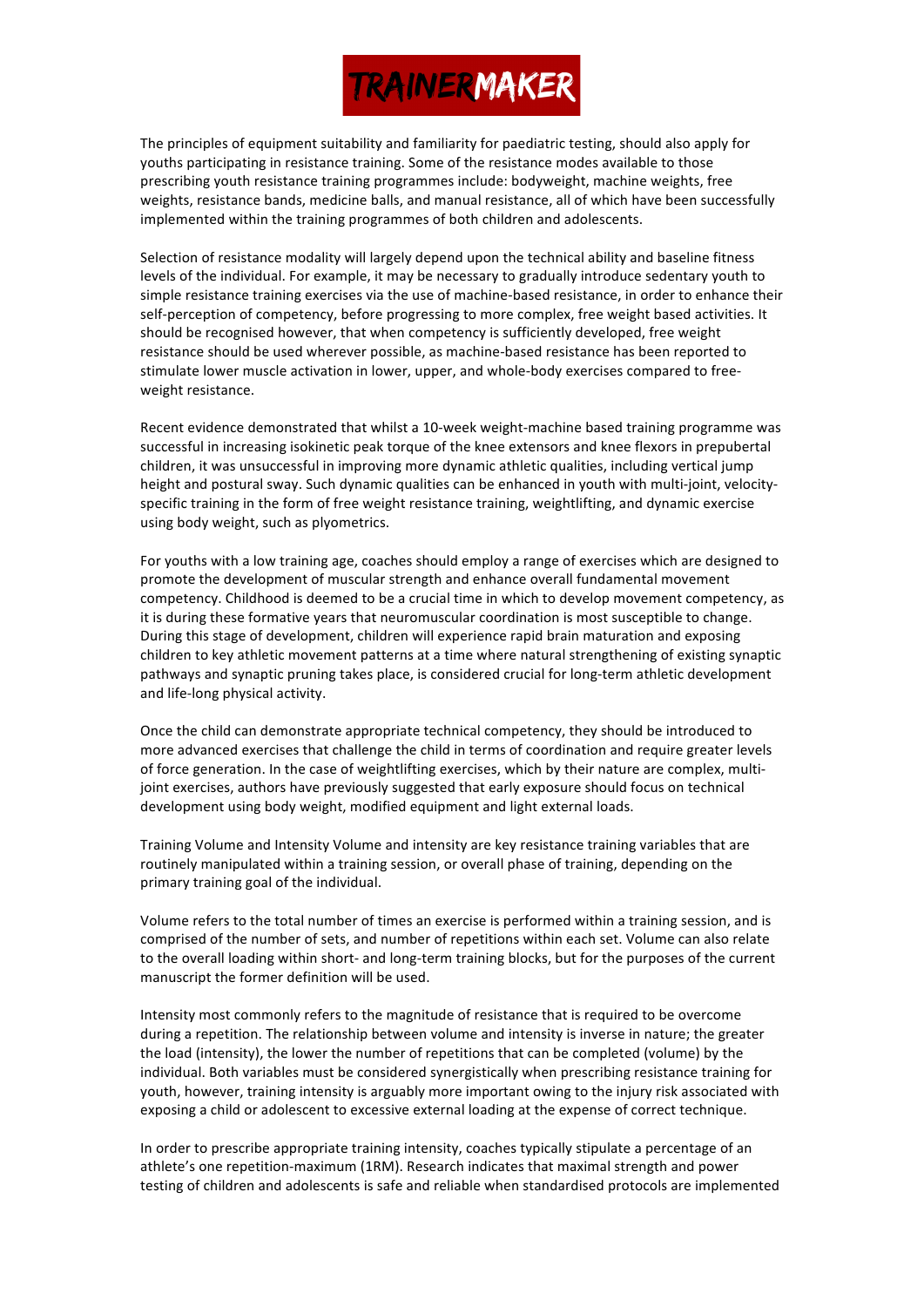The principles of equipment suitability and familiarity for paediatric testing, should also apply for youths participating in resistance training. Some of the resistance modes available to those prescribing youth resistance training programmes include: bodyweight, machine weights, free weights, resistance bands, medicine balls, and manual resistance, all of which have been successfully implemented within the training programmes of both children and adolescents.

Selection of resistance modality will largely depend upon the technical ability and baseline fitness levels of the individual. For example, it may be necessary to gradually introduce sedentary youth to simple resistance training exercises via the use of machine-based resistance, in order to enhance their self-perception of competency, before progressing to more complex, free weight based activities. It should be recognised however, that when competency is sufficiently developed, free weight resistance should be used wherever possible, as machine-based resistance has been reported to stimulate lower muscle activation in lower, upper, and whole-body exercises compared to free-weight resistance.

Recent evidence demonstrated that whilst a 10-week weight-machine based training programme was successful in increasing isokinetic peak torque of the knee extensors and knee flexors in prepubertal children, it was unsuccessful in improving more dynamic athletic qualities, including vertical jump height and postural sway. Such dynamic qualities can be enhanced in youth with multi-joint, velocity-specific training in the form of free weight resistance training, weightlifting, and dynamic exercise using body weight, such as plyometrics.

For youths with a low training age, coaches should employ a range of exercises which are designed to promote the development of muscular strength and enhance overall fundamental movement competency. Childhood is deemed to be a crucial time in which to develop movement competency, as it is during these formative years that neuromuscular coordination is most susceptible to change. During this stage of development, children will experience rapid brain maturation and exposing children to key athletic movement patterns at a time where natural strengthening of existing synaptic pathways and synaptic pruning takes place, is considered crucial for long-term athletic development and life-long physical activity.

Once the child can demonstrate appropriate technical competency, they should be introduced to more advanced exercises that challenge the child in terms of coordination and require greater levels of force generation. In the case of weightlifting exercises, which by their nature are complex, multi-joint exercises, authors have previously suggested that early exposure should focus on technical development using body weight, modified equipment and light external loads.

Training Volume and Intensity Volume and intensity are key resistance training variables that are routinely manipulated within a training session, or overall phase of training, depending on the primary training goal of the individual.

Volume refers to the total number of times an exercise is performed within a training session, and is comprised of the number of sets, and number of repetitions within each set. Volume can also relate to the overall loading within short- and long-term training blocks, but for the purposes of the current manuscript the former definition will be used.

Intensity most commonly refers to the magnitude of resistance that is required to be overcome during a repetition. The relationship between volume and intensity is inverse in nature; the greater the load (intensity), the lower the number of repetitions that can be completed (volume) by the individual. Both variables must be considered synergistically when prescribing resistance training for youth, however, training intensity is arguably more important owing to the injury risk associated with exposing a child or adolescent to excessive external loading at the expense of correct technique.

In order to prescribe appropriate training intensity, coaches typically stipulate a percentage of an athlete's one repetition-maximum (1RM). Research indicates that maximal strength and power testing of children and adolescents is safe and reliable when standardised protocols are implemented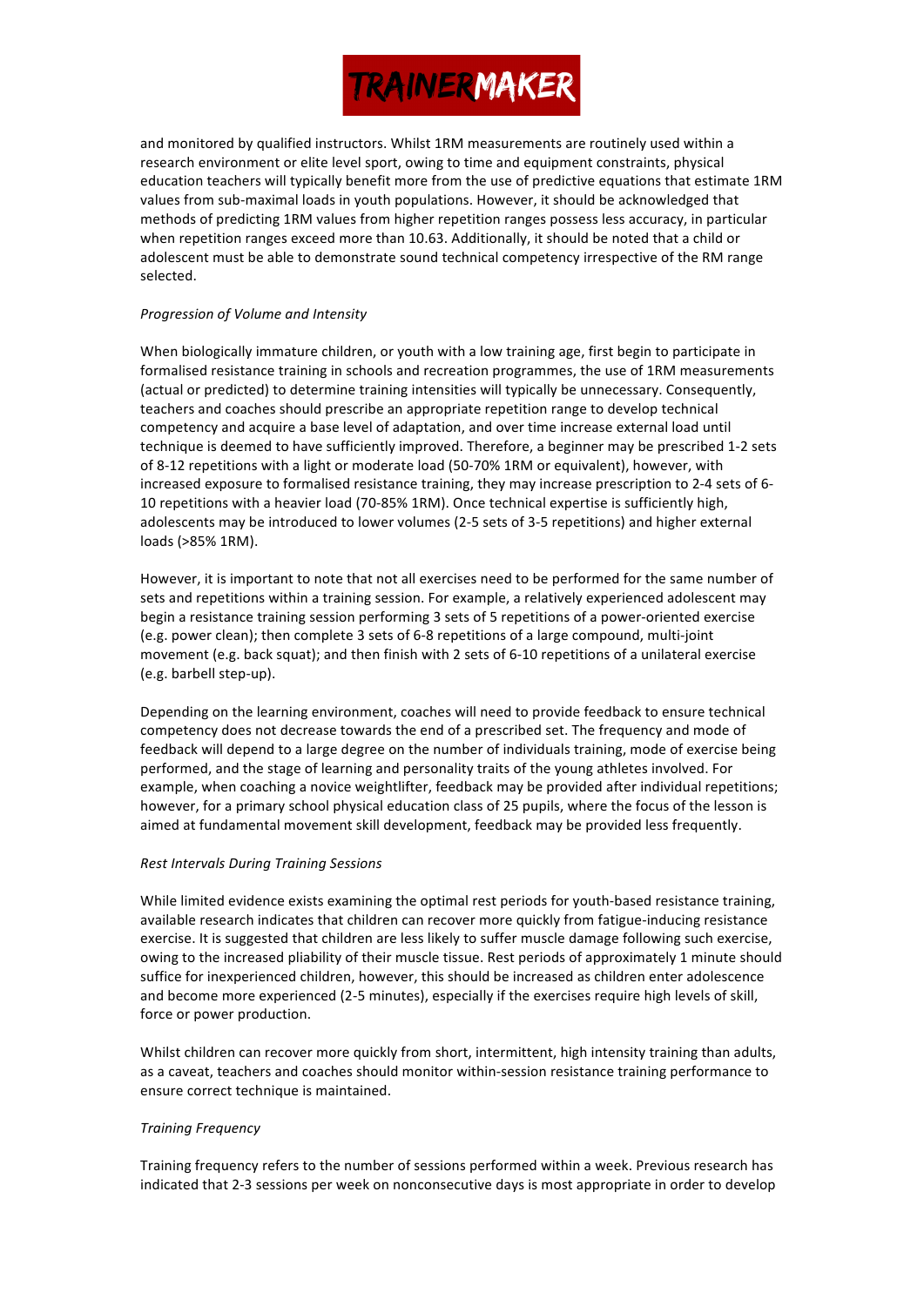and monitored by qualified instructors. Whilst 1RM measurements are routinely used within a research environment or elite level sport, owing to time and equipment constraints, physical education teachers will typically benefit more from the use of predictive equations that estimate 1RM values from sub-maximal loads in youth populations. However, it should be acknowledged that methods of predicting 1RM values from higher repetition ranges possess less accuracy, in particular when repetition ranges exceed more than 10.63. Additionally, it should be noted that a child or adolescent must be able to demonstrate sound technical competency irrespective of the RM range selected.

*Progression of Volume and Intensity*

When biologically immature children, or youth with a low training age, first begin to participate in formalised resistance training in schools and recreation programmes, the use of 1RM measurements (actual or predicted) to determine training intensities will typically be unnecessary. Consequently, teachers and coaches should prescribe an appropriate repetition range to develop technical competency and acquire a base level of adaptation, and over time increase external load until technique is deemed to have sufficiently improved. Therefore, a beginner may be prescribed 1-2 sets of 8-12 repetitions with a light or moderate load (50-70% 1RM or equivalent), however, with increased exposure to formalised resistance training, they may increase prescription to 2-4 sets of 6-10 repetitions with a heavier load (70-85% 1RM). Once technical expertise is sufficiently high, adolescents may be introduced to lower volumes (2-5 sets of 3-5 repetitions) and higher external loads (>85% 1RM).

However, it is important to note that not all exercises need to be performed for the same number of sets and repetitions within a training session. For example, a relatively experienced adolescent may begin a resistance training session performing 3 sets of 5 repetitions of a power-oriented exercise (e.g. power clean); then complete 3 sets of 6-8 repetitions of a large compound, multi-joint movement (e.g. back squat); and then finish with 2 sets of 6-10 repetitions of a unilateral exercise (e.g. barbell step-up).

Depending on the learning environment, coaches will need to provide feedback to ensure technical competency does not decrease towards the end of a prescribed set. The frequency and mode of feedback will depend to a large degree on the number of individuals training, mode of exercise being performed, and the stage of learning and personality traits of the young athletes involved. For example, when coaching a novice weightlifter, feedback may be provided after individual repetitions; however, for a primary school physical education class of 25 pupils, where the focus of the lesson is aimed at fundamental movement skill development, feedback may be provided less frequently.

*Rest Intervals During Training Sessions*

While limited evidence exists examining the optimal rest periods for youth-based resistance training, available research indicates that children can recover more quickly from fatigue-inducing resistance exercise. It is suggested that children are less likely to suffer muscle damage following such exercise, owing to the increased pliability of their muscle tissue. Rest periods of approximately 1 minute should suffice for inexperienced children, however, this should be increased as children enter adolescence and become more experienced (2-5 minutes), especially if the exercises require high levels of skill, force or power production.

Whilst children can recover more quickly from short, intermittent, high intensity training than adults, as a caveat, teachers and coaches should monitor within-session resistance training performance to ensure correct technique is maintained.

*Training Frequency*

Training frequency refers to the number of sessions performed within a week. Previous research has indicated that 2-3 sessions per week on nonconsecutive days is most appropriate in order to develop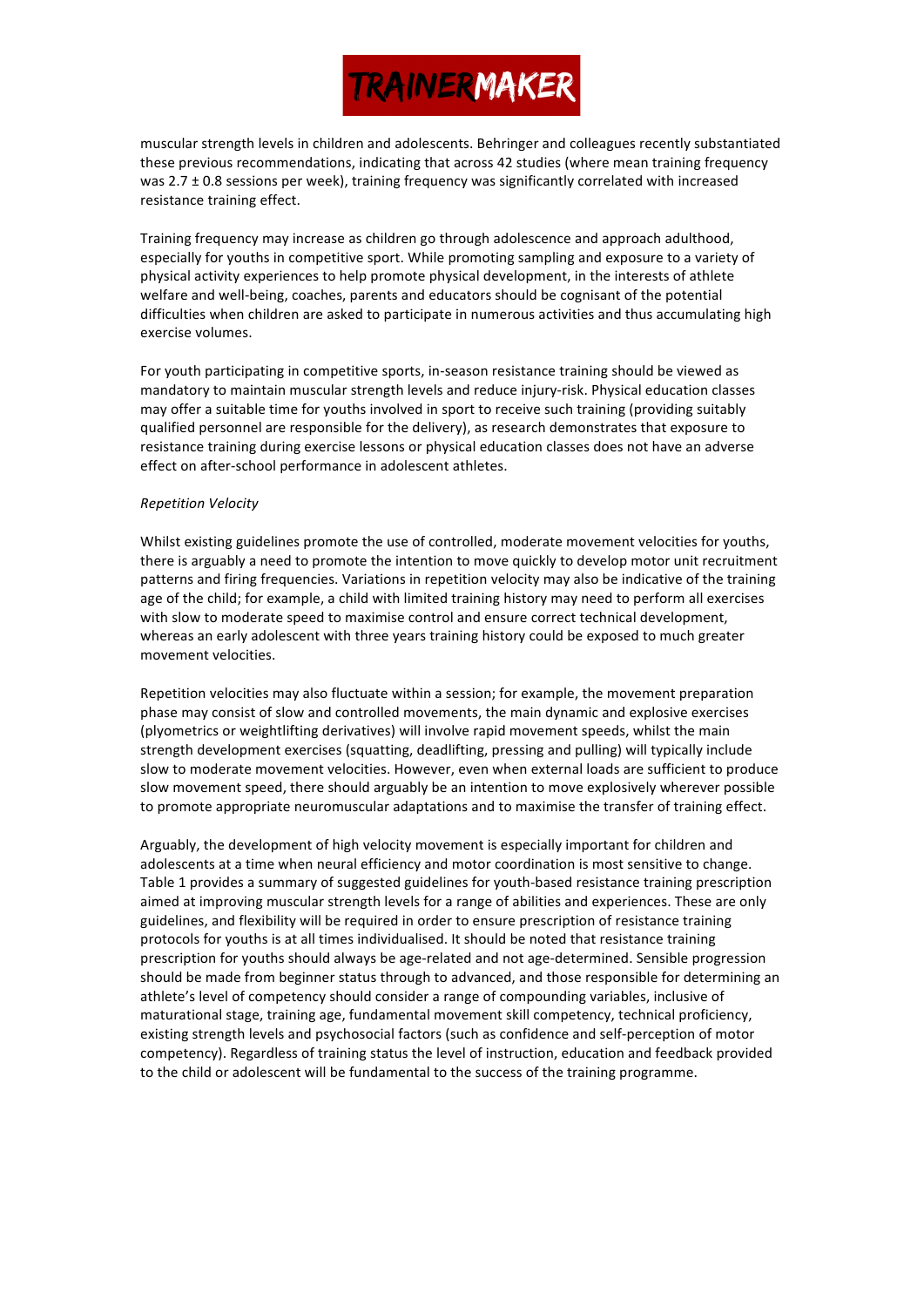muscular strength levels in children and adolescents. Behringer and colleagues recently substantiated these previous recommendations, indicating that across 42 studies (where mean training frequency was 2.7 ± 0.8 sessions per week), training frequency was significantly correlated with increased resistance training effect.

Training frequency may increase as children go through adolescence and approach adulthood, especially for youths in competitive sport. While promoting sampling and exposure to a variety of physical activity experiences to help promote physical development, in the interests of athlete welfare and well-being, coaches, parents and educators should be cognisant of the potential difficulties when children are asked to participate in numerous activities and thus accumulating high exercise volumes.

For youth participating in competitive sports, in-season resistance training should be viewed as mandatory to maintain muscular strength levels and reduce injury-risk. Physical education classes may offer a suitable time for youths involved in sport to receive such training (providing suitably qualified personnel are responsible for the delivery), as research demonstrates that exposure to resistance training during exercise lessons or physical education classes does not have an adverse effect on after-school performance in adolescent athletes.

*Repetition Velocity*

Whilst existing guidelines promote the use of controlled, moderate movement velocities for youths, there is arguably a need to promote the intention to move quickly to develop motor unit recruitment patterns and firing frequencies. Variations in repetition velocity may also be indicative of the training age of the child; for example, a child with limited training history may need to perform all exercises with slow to moderate speed to maximise control and ensure correct technical development, whereas an early adolescent with three years training history could be exposed to much greater movement velocities.

Repetition velocities may also fluctuate within a session; for example, the movement preparation phase may consist of slow and controlled movements, the main dynamic and explosive exercises (plyometrics or weightlifting derivatives) will involve rapid movement speeds, whilst the main strength development exercises (squatting, deadlifting, pressing and pulling) will typically include slow to moderate movement velocities. However, even when external loads are sufficient to produce slow movement speed, there should arguably be an intention to move explosively wherever possible to promote appropriate neuromuscular adaptations and to maximise the transfer of training effect.

Arguably, the development of high velocity movement is especially important for children and adolescents at a time when neural efficiency and motor coordination is most sensitive to change. Table 1 provides a summary of suggested guidelines for youth-based resistance training prescription aimed at improving muscular strength levels for a range of abilities and experiences. These are only guidelines, and flexibility will be required in order to ensure prescription of resistance training protocols for youths is at all times individualised. It should be noted that resistance training prescription for youths should always be age-related and not age-determined. Sensible progression should be made from beginner status through to advanced, and those responsible for determining an athlete's level of competency should consider a range of compounding variables, inclusive of maturational stage, training age, fundamental movement skill competency, technical proficiency, existing strength levels and psychosocial factors (such as confidence and self-perception of motor competency). Regardless of training status the level of instruction, education and feedback provided to the child or adolescent will be fundamental to the success of the training programme.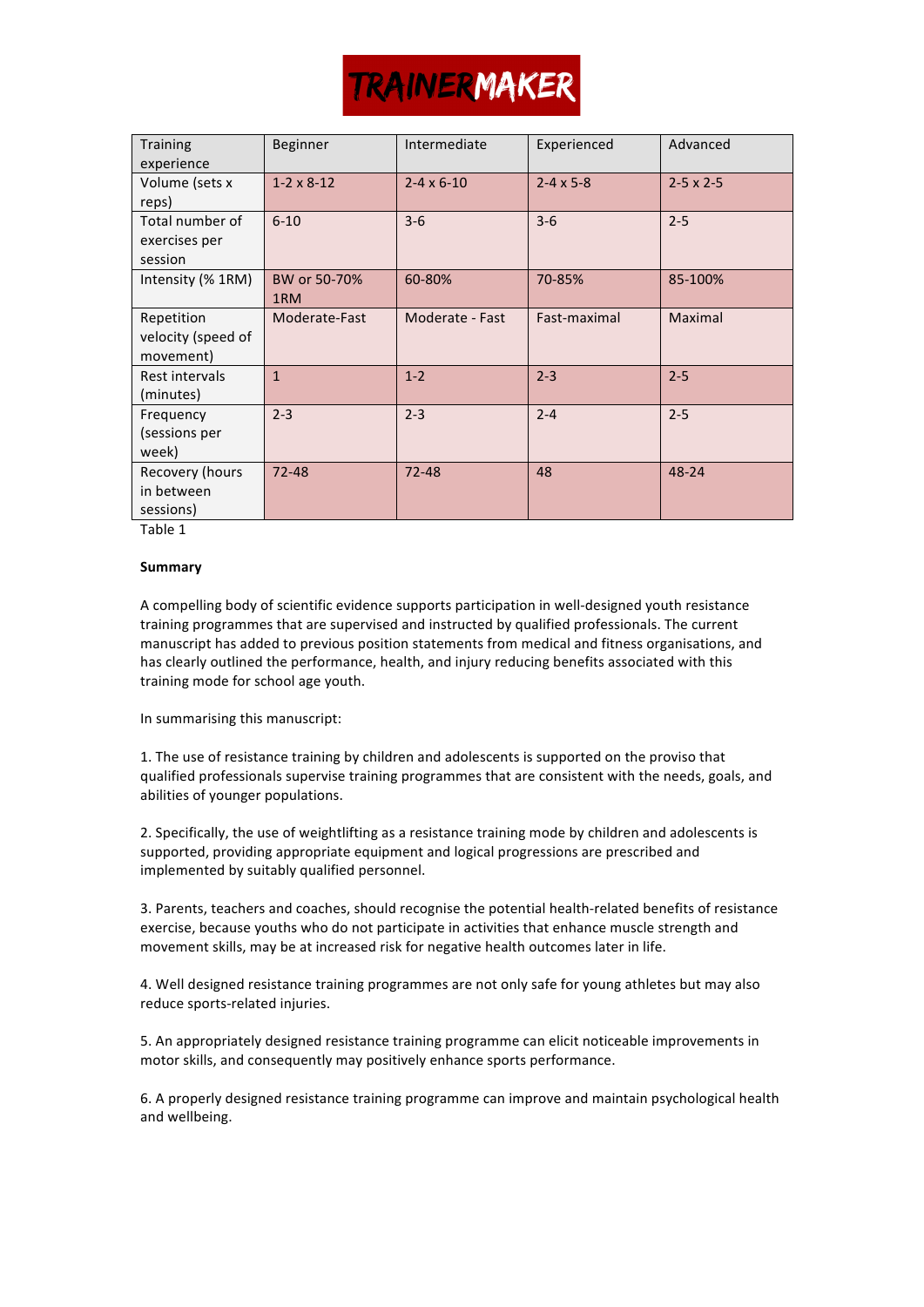| Training experience | Beginner | Intermediate | Experienced | Advanced |
|---|---|---|---|---|
| Volume (sets x reps) | 1-2 x 8-12 | 2-4 x 6-10 | 2-4 x 5-8 | 2-5 x 2-5 |
| Total number of exercises per session | 6-10 | 3-6 | 3-6 | 2-5 |
| Intensity (% 1RM) | BW or 50-70% 1RM | 60-80% | 70-85% | 85-100% |
| Repetition velocity (speed of movement) | Moderate-Fast | Moderate - Fast | Fast-maximal | Maximal |
| Rest intervals (minutes) | 1 | 1-2 | 2-3 | 2-5 |
| Frequency (sessions per week) | 2-3 | 2-3 | 2-4 | 2-5 |
| Recovery (hours in between sessions) | 72-48 | 72-48 | 48 | 48-24 |

Table 1

**Summary**

A compelling body of scientific evidence supports participation in well-designed youth resistance training programmes that are supervised and instructed by qualified professionals. The current manuscript has added to previous position statements from medical and fitness organisations, and has clearly outlined the performance, health, and injury reducing benefits associated with this training mode for school age youth.

In summarising this manuscript:

1. The use of resistance training by children and adolescents is supported on the proviso that qualified professionals supervise training programmes that are consistent with the needs, goals, and abilities of younger populations.

2. Specifically, the use of weightlifting as a resistance training mode by children and adolescents is supported, providing appropriate equipment and logical progressions are prescribed and implemented by suitably qualified personnel.

3. Parents, teachers and coaches, should recognise the potential health-related benefits of resistance exercise, because youths who do not participate in activities that enhance muscle strength and movement skills, may be at increased risk for negative health outcomes later in life.

4. Well designed resistance training programmes are not only safe for young athletes but may also reduce sports-related injuries.

5. An appropriately designed resistance training programme can elicit noticeable improvements in motor skills, and consequently may positively enhance sports performance.

6. A properly designed resistance training programme can improve and maintain psychological health and wellbeing.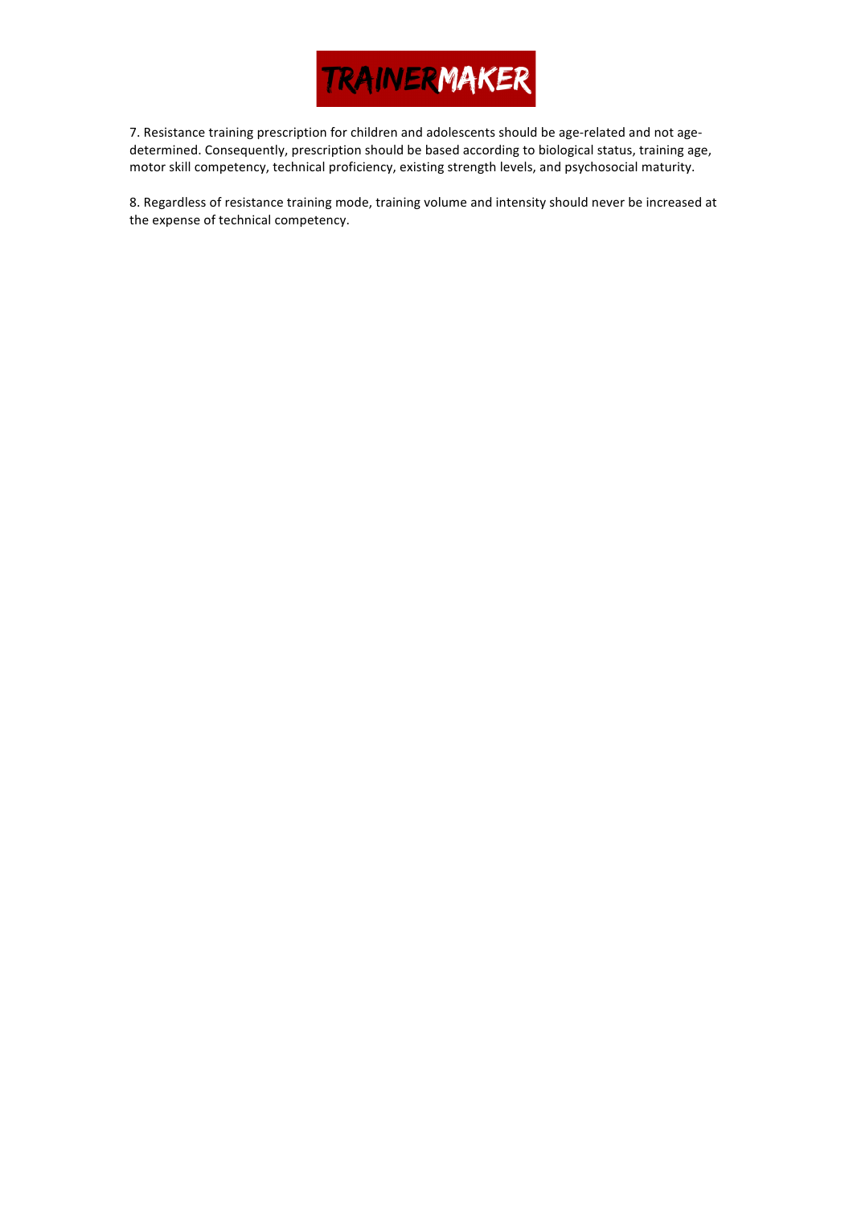7. Resistance training prescription for children and adolescents should be age-related and not age-determined. Consequently, prescription should be based according to biological status, training age, motor skill competency, technical proficiency, existing strength levels, and psychosocial maturity.

8. Regardless of resistance training mode, training volume and intensity should never be increased at the expense of technical competency.